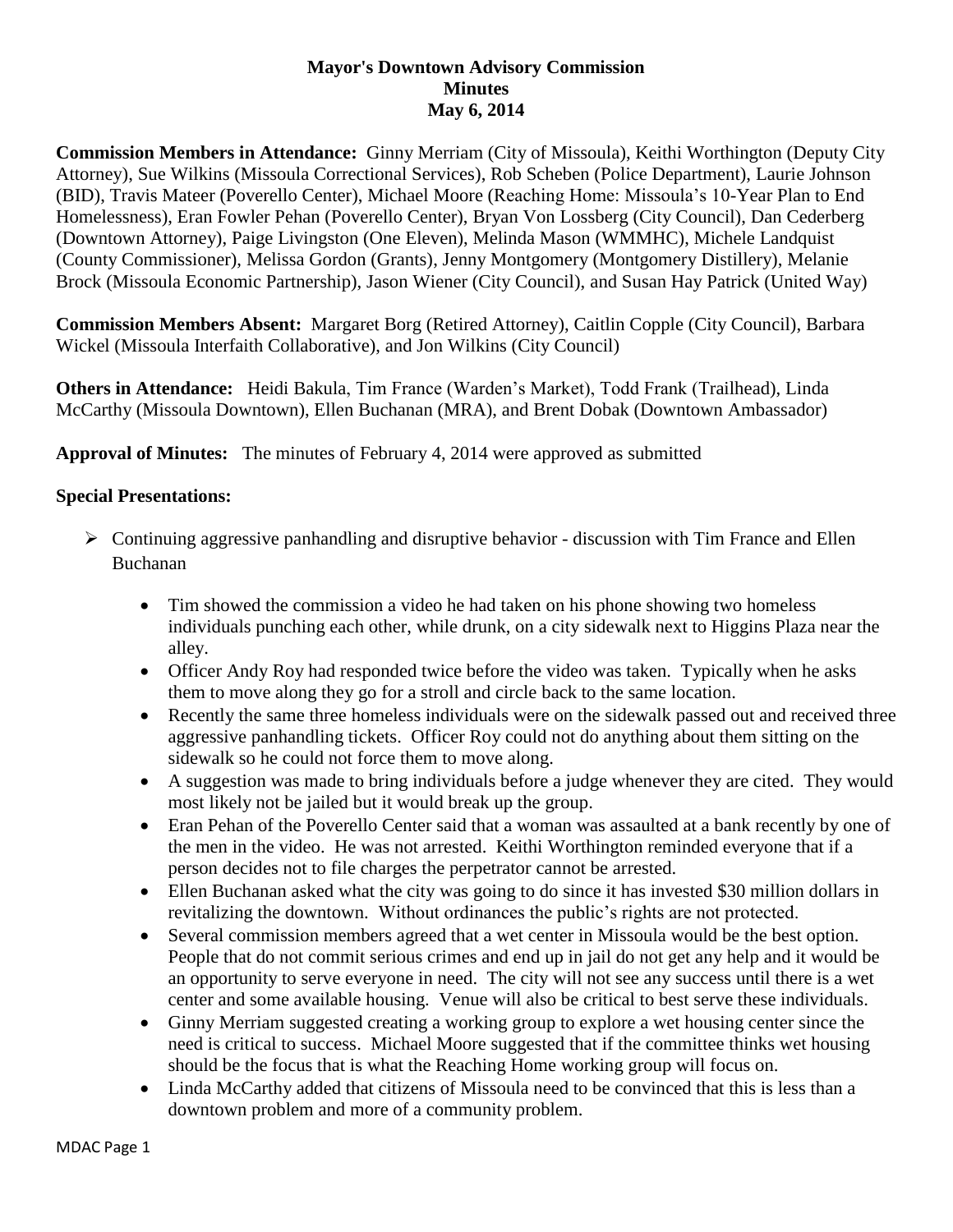# Mayor's Downtown Advisory Commission
## Minutes
## May 6, 2014

**Commission Members in Attendance:** Ginny Merriam (City of Missoula), Keithi Worthington (Deputy City Attorney), Sue Wilkins (Missoula Correctional Services), Rob Scheben (Police Department), Laurie Johnson (BID), Travis Mateer (Poverello Center), Michael Moore (Reaching Home: Missoula's 10-Year Plan to End Homelessness), Eran Fowler Pehan (Poverello Center), Bryan Von Lossberg (City Council), Dan Cederberg (Downtown Attorney), Paige Livingston (One Eleven), Melinda Mason (WMMHC), Michele Landquist (County Commissioner), Melissa Gordon (Grants), Jenny Montgomery (Montgomery Distillery), Melanie Brock (Missoula Economic Partnership), Jason Wiener (City Council), and Susan Hay Patrick (United Way)

**Commission Members Absent:** Margaret Borg (Retired Attorney), Caitlin Copple (City Council), Barbara Wickel (Missoula Interfaith Collaborative), and Jon Wilkins (City Council)

**Others in Attendance:** Heidi Bakula, Tim France (Warden's Market), Todd Frank (Trailhead), Linda McCarthy (Missoula Downtown), Ellen Buchanan (MRA), and Brent Dobak (Downtown Ambassador)

**Approval of Minutes:** The minutes of February 4, 2014 were approved as submitted

**Special Presentations:**

- Continuing aggressive panhandling and disruptive behavior - discussion with Tim France and Ellen Buchanan
  - Tim showed the commission a video he had taken on his phone showing two homeless individuals punching each other, while drunk, on a city sidewalk next to Higgins Plaza near the alley.
  - Officer Andy Roy had responded twice before the video was taken. Typically when he asks them to move along they go for a stroll and circle back to the same location.
  - Recently the same three homeless individuals were on the sidewalk passed out and received three aggressive panhandling tickets. Officer Roy could not do anything about them sitting on the sidewalk so he could not force them to move along.
  - A suggestion was made to bring individuals before a judge whenever they are cited. They would most likely not be jailed but it would break up the group.
  - Eran Pehan of the Poverello Center said that a woman was assaulted at a bank recently by one of the men in the video. He was not arrested. Keithi Worthington reminded everyone that if a person decides not to file charges the perpetrator cannot be arrested.
  - Ellen Buchanan asked what the city was going to do since it has invested $30 million dollars in revitalizing the downtown. Without ordinances the public's rights are not protected.
  - Several commission members agreed that a wet center in Missoula would be the best option. People that do not commit serious crimes and end up in jail do not get any help and it would be an opportunity to serve everyone in need. The city will not see any success until there is a wet center and some available housing. Venue will also be critical to best serve these individuals.
  - Ginny Merriam suggested creating a working group to explore a wet housing center since the need is critical to success. Michael Moore suggested that if the committee thinks wet housing should be the focus that is what the Reaching Home working group will focus on.
  - Linda McCarthy added that citizens of Missoula need to be convinced that this is less than a downtown problem and more of a community problem.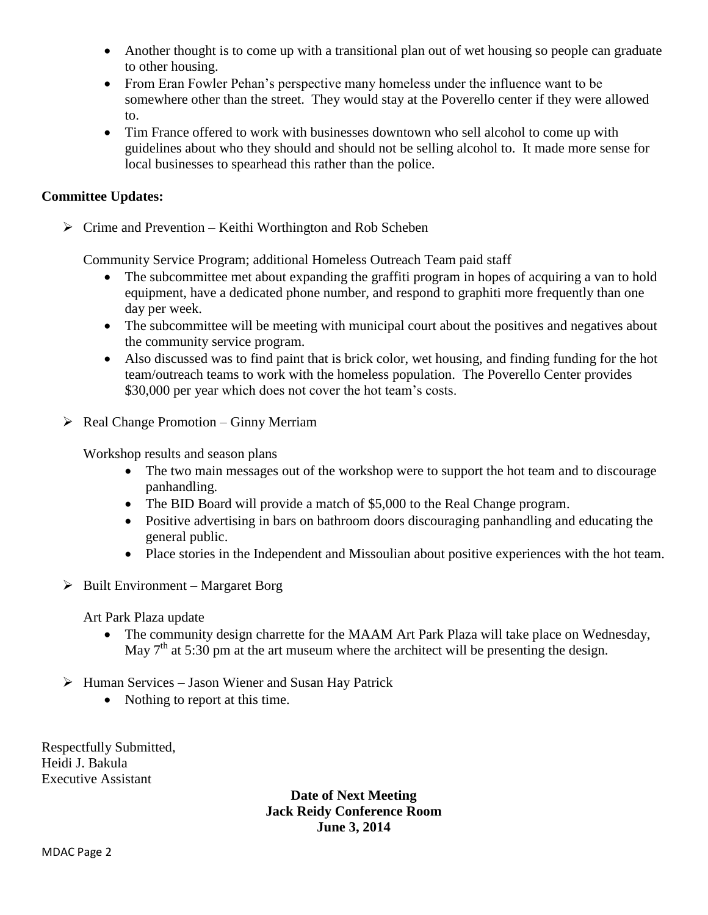- Another thought is to come up with a transitional plan out of wet housing so people can graduate to other housing.
- From Eran Fowler Pehan's perspective many homeless under the influence want to be somewhere other than the street. They would stay at the Poverello center if they were allowed to.
- Tim France offered to work with businesses downtown who sell alcohol to come up with guidelines about who they should and should not be selling alcohol to. It made more sense for local businesses to spearhead this rather than the police.

**Committee Updates:**

- Crime and Prevention – Keithi Worthington and Rob Scheben

  Community Service Program; additional Homeless Outreach Team paid staff

  - The subcommittee met about expanding the graffiti program in hopes of acquiring a van to hold equipment, have a dedicated phone number, and respond to graphiti more frequently than one day per week.
  - The subcommittee will be meeting with municipal court about the positives and negatives about the community service program.
  - Also discussed was to find paint that is brick color, wet housing, and finding funding for the hot team/outreach teams to work with the homeless population. The Poverello Center provides $30,000 per year which does not cover the hot team's costs.

- Real Change Promotion – Ginny Merriam

  Workshop results and season plans

  - The two main messages out of the workshop were to support the hot team and to discourage panhandling.
  - The BID Board will provide a match of $5,000 to the Real Change program.
  - Positive advertising in bars on bathroom doors discouraging panhandling and educating the general public.
  - Place stories in the Independent and Missoulian about positive experiences with the hot team.

- Built Environment – Margaret Borg

  Art Park Plaza update

  - The community design charrette for the MAAM Art Park Plaza will take place on Wednesday, May 7th at 5:30 pm at the art museum where the architect will be presenting the design.

- Human Services – Jason Wiener and Susan Hay Patrick
  - Nothing to report at this time.

Respectfully Submitted,
Heidi J. Bakula
Executive Assistant

**Date of Next Meeting**
**Jack Reidy Conference Room**
**June 3, 2014**